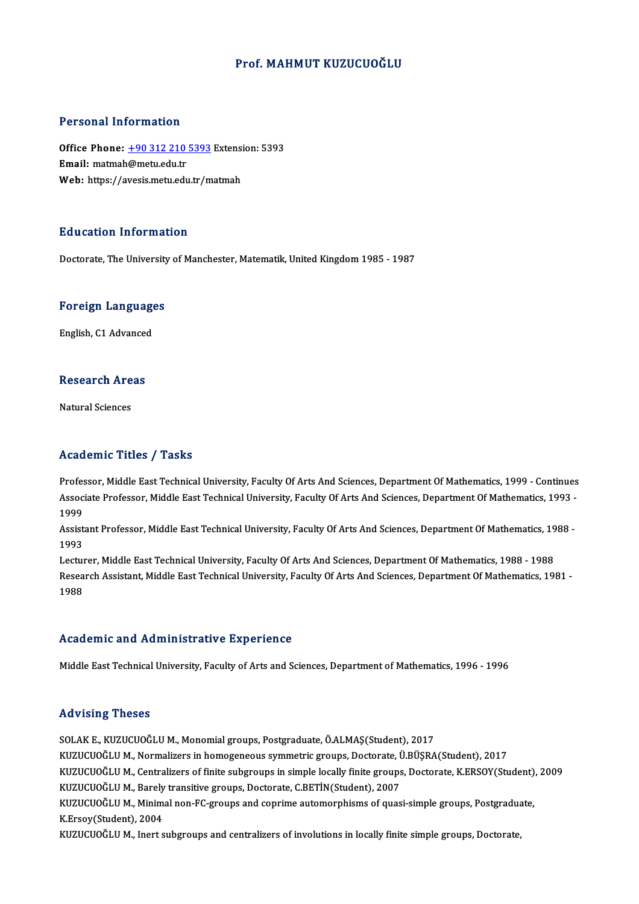# Prof. MAHMUT KUZUCUOĞLU

## Personal Information

**Office Phone:** +90 312 210 5393 Extension: 5393
**Email:** matmah@metu.edu.tr
**Web:** https://avesis.metu.edu.tr/matmah

## Education Information

Doctorate, The University of Manchester, Matematik, United Kingdom 1985 - 1987

## Foreign Languages

English, C1 Advanced

## Research Areas

Natural Sciences

## Academic Titles / Tasks

Professor, Middle East Technical University, Faculty Of Arts And Sciences, Department Of Mathematics, 1999 - Continues
Associate Professor, Middle East Technical University, Faculty Of Arts And Sciences, Department Of Mathematics, 1993 - 1999
Assistant Professor, Middle East Technical University, Faculty Of Arts And Sciences, Department Of Mathematics, 1988 - 1993
Lecturer, Middle East Technical University, Faculty Of Arts And Sciences, Department Of Mathematics, 1988 - 1988
Research Assistant, Middle East Technical University, Faculty Of Arts And Sciences, Department Of Mathematics, 1981 - 1988

## Academic and Administrative Experience

Middle East Technical University, Faculty of Arts and Sciences, Department of Mathematics, 1996 - 1996

## Advising Theses

SOLAK E., KUZUCUOĞLU M., Monomial groups, Postgraduate, Ö.ALMAŞ(Student), 2017
KUZUCUOĞLU M., Normalizers in homogeneous symmetric groups, Doctorate, Ü.BÜŞRA(Student), 2017
KUZUCUOĞLU M., Centralizers of finite subgroups in simple locally finite groups, Doctorate, K.ERSOY(Student), 2009
KUZUCUOĞLU M., Barely transitive groups, Doctorate, C.BETİN(Student), 2007
KUZUCUOĞLU M., Minimal non-FC-groups and coprime automorphisms of quasi-simple groups, Postgraduate, K.Ersoy(Student), 2004
KUZUCUOĞLU M., Inert subgroups and centralizers of involutions in locally finite simple groups, Doctorate,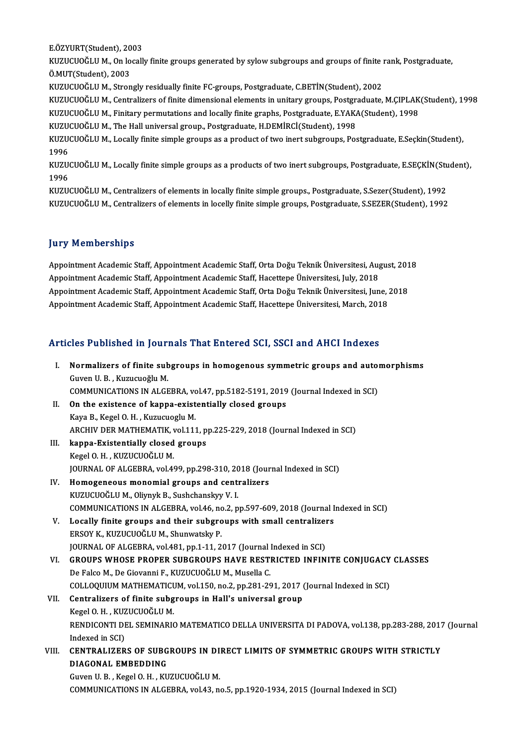E.ÖZYURT(Student), 2003

KUZUCUOĞLU M., On locally finite groups generated by sylow subgroups and groups of finite rank, Postgraduate, Ö.MUT(Student), 2003

KUZUCUOĞLU M., Strongly residually finite FC-groups, Postgraduate, C.BETİN(Student), 2002

KUZUCUOĞLU M., Centralizers of finite dimensional elements in unitary groups, Postgraduate, M.ÇIPLAK(Student), 1998

KUZUCUOĞLU M., Finitary permutations and locally finite graphs, Postgraduate, E.YAKA(Student), 1998

KUZUCUOĞLU M., The Hall universal group., Postgraduate, H.DEMİRCİ(Student), 1998

KUZUCUOĞLU M., Locally finite simple groups as a product of two inert subgroups, Postgraduate, E.Seçkin(Student), 1996

KUZUCUOĞLU M., Locally finite simple groups as a products of two inert subgroups, Postgraduate, E.SEÇKİN(Student), 1996

KUZUCUOĞLU M., Centralizers of elements in locally finite simple groups., Postgraduate, S.Sezer(Student), 1992

KUZUCUOĞLU M., Centralizers of elements in locelly finite simple groups, Postgraduate, S.SEZER(Student), 1992

## Jury Memberships

Appointment Academic Staff, Appointment Academic Staff, Orta Doğu Teknik Üniversitesi, August, 2018

Appointment Academic Staff, Appointment Academic Staff, Hacettepe Üniversitesi, July, 2018

Appointment Academic Staff, Appointment Academic Staff, Orta Doğu Teknik Üniversitesi, June, 2018

Appointment Academic Staff, Appointment Academic Staff, Hacettepe Üniversitesi, March, 2018

## Articles Published in Journals That Entered SCI, SSCI and AHCI Indexes

I. **Normalizers of finite subgroups in homogenous symmetric groups and automorphisms**
Guven U. B. , Kuzucuoğlu M.
COMMUNICATIONS IN ALGEBRA, vol.47, pp.5182-5191, 2019 (Journal Indexed in SCI)

II. **On the existence of kappa-existentially closed groups**
Kaya B., Kegel O. H. , Kuzucuoglu M.
ARCHIV DER MATHEMATIK, vol.111, pp.225-229, 2018 (Journal Indexed in SCI)

III. **kappa-Existentially closed groups**
Kegel O. H. , KUZUCUOĞLU M.
JOURNAL OF ALGEBRA, vol.499, pp.298-310, 2018 (Journal Indexed in SCI)

IV. **Homogeneous monomial groups and centralizers**
KUZUCUOĞLU M., Oliynyk B., Sushchanskyy V. I.
COMMUNICATIONS IN ALGEBRA, vol.46, no.2, pp.597-609, 2018 (Journal Indexed in SCI)

V. **Locally finite groups and their subgroups with small centralizers**
ERSOY K., KUZUCUOĞLU M., Shunwatsky P.
JOURNAL OF ALGEBRA, vol.481, pp.1-11, 2017 (Journal Indexed in SCI)

VI. **GROUPS WHOSE PROPER SUBGROUPS HAVE RESTRICTED INFINITE CONJUGACY CLASSES**
De Falco M., De Giovanni F., KUZUCUOĞLU M., Musella C.
COLLOQUIUM MATHEMATICUM, vol.150, no.2, pp.281-291, 2017 (Journal Indexed in SCI)

VII. **Centralizers of finite subgroups in Hall's universal group**
Kegel O. H. , KUZUCUOĞLU M.
RENDICONTI DEL SEMINARIO MATEMATICO DELLA UNIVERSITA DI PADOVA, vol.138, pp.283-288, 2017 (Journal Indexed in SCI)

VIII. **CENTRALIZERS OF SUBGROUPS IN DIRECT LIMITS OF SYMMETRIC GROUPS WITH STRICTLY DIAGONAL EMBEDDING**
Guven U. B. , Kegel O. H. , KUZUCUOĞLU M.
COMMUNICATIONS IN ALGEBRA, vol.43, no.5, pp.1920-1934, 2015 (Journal Indexed in SCI)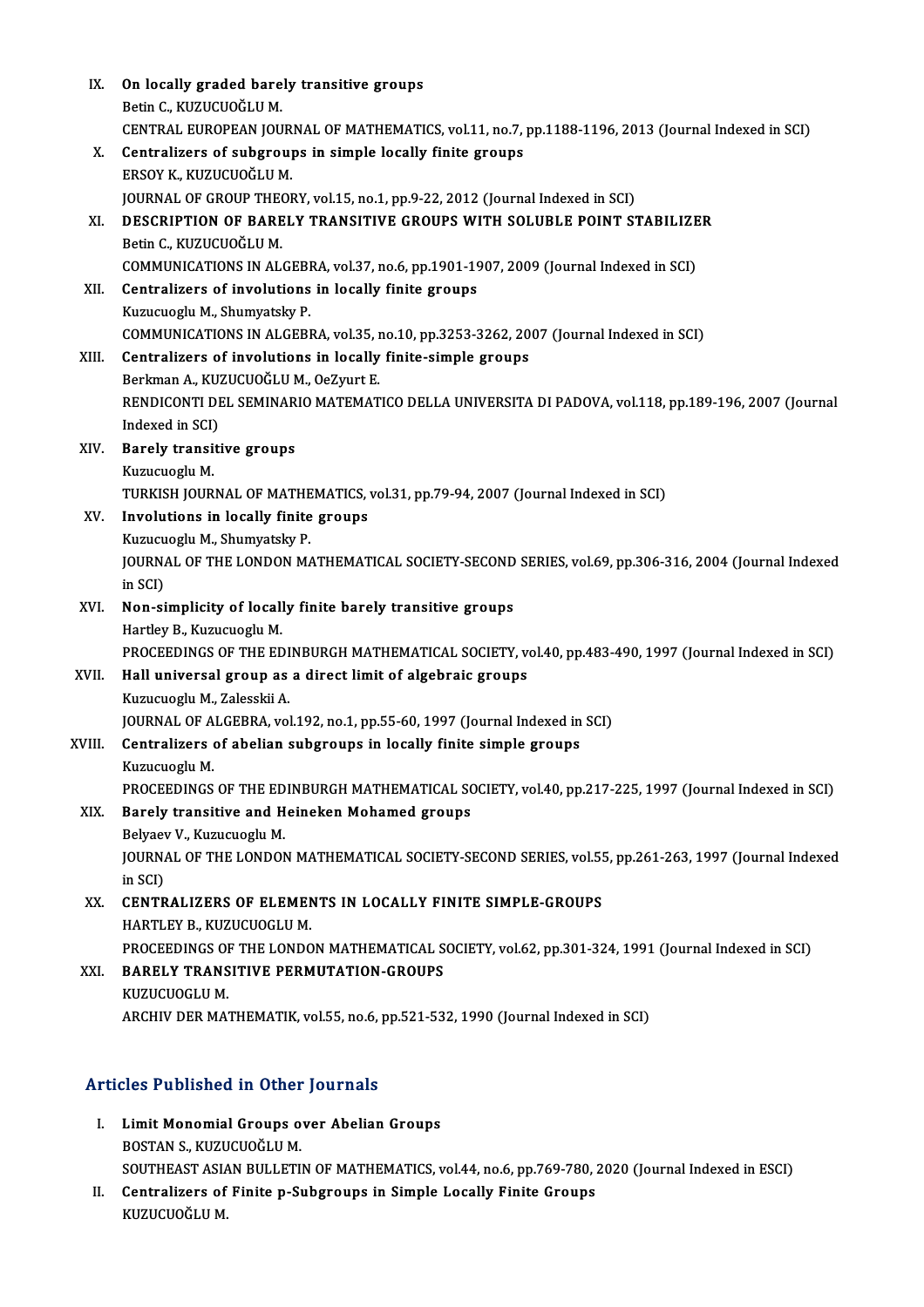IX. **On locally graded barely transitive groups**
Betin C., KUZUCUOĞLU M.
CENTRAL EUROPEAN JOURNAL OF MATHEMATICS, vol.11, no.7, pp.1188-1196, 2013 (Journal Indexed in SCI)

X. **Centralizers of subgroups in simple locally finite groups**
ERSOY K., KUZUCUOĞLU M.
JOURNAL OF GROUP THEORY, vol.15, no.1, pp.9-22, 2012 (Journal Indexed in SCI)

XI. **DESCRIPTION OF BARELY TRANSITIVE GROUPS WITH SOLUBLE POINT STABILIZER**
Betin C., KUZUCUOĞLU M.
COMMUNICATIONS IN ALGEBRA, vol.37, no.6, pp.1901-1907, 2009 (Journal Indexed in SCI)

XII. **Centralizers of involutions in locally finite groups**
Kuzucuoglu M., Shumyatsky P.
COMMUNICATIONS IN ALGEBRA, vol.35, no.10, pp.3253-3262, 2007 (Journal Indexed in SCI)

XIII. **Centralizers of involutions in locally finite-simple groups**
Berkman A., KUZUCUOĞLU M., OeZyurt E.
RENDICONTI DEL SEMINARIO MATEMATICO DELLA UNIVERSITA DI PADOVA, vol.118, pp.189-196, 2007 (Journal Indexed in SCI)

XIV. **Barely transitive groups**
Kuzucuoglu M.
TURKISH JOURNAL OF MATHEMATICS, vol.31, pp.79-94, 2007 (Journal Indexed in SCI)

XV. **Involutions in locally finite groups**
Kuzucuoglu M., Shumyatsky P.
JOURNAL OF THE LONDON MATHEMATICAL SOCIETY-SECOND SERIES, vol.69, pp.306-316, 2004 (Journal Indexed in SCI)

XVI. **Non-simplicity of locally finite barely transitive groups**
Hartley B., Kuzucuoglu M.
PROCEEDINGS OF THE EDINBURGH MATHEMATICAL SOCIETY, vol.40, pp.483-490, 1997 (Journal Indexed in SCI)

XVII. **Hall universal group as a direct limit of algebraic groups**
Kuzucuoglu M., Zalesskii A.
JOURNAL OF ALGEBRA, vol.192, no.1, pp.55-60, 1997 (Journal Indexed in SCI)

XVIII. **Centralizers of abelian subgroups in locally finite simple groups**
Kuzucuoglu M.
PROCEEDINGS OF THE EDINBURGH MATHEMATICAL SOCIETY, vol.40, pp.217-225, 1997 (Journal Indexed in SCI)

XIX. **Barely transitive and Heineken Mohamed groups**
Belyaev V., Kuzucuoglu M.
JOURNAL OF THE LONDON MATHEMATICAL SOCIETY-SECOND SERIES, vol.55, pp.261-263, 1997 (Journal Indexed in SCI)

XX. **CENTRALIZERS OF ELEMENTS IN LOCALLY FINITE SIMPLE-GROUPS**
HARTLEY B., KUZUCUOGLU M.
PROCEEDINGS OF THE LONDON MATHEMATICAL SOCIETY, vol.62, pp.301-324, 1991 (Journal Indexed in SCI)

XXI. **BARELY TRANSITIVE PERMUTATION-GROUPS**
KUZUCUOGLU M.
ARCHIV DER MATHEMATIK, vol.55, no.6, pp.521-532, 1990 (Journal Indexed in SCI)

## Articles Published in Other Journals

I. **Limit Monomial Groups over Abelian Groups**
BOSTAN S., KUZUCUOĞLU M.
SOUTHEAST ASIAN BULLETIN OF MATHEMATICS, vol.44, no.6, pp.769-780, 2020 (Journal Indexed in ESCI)

II. **Centralizers of Finite p-Subgroups in Simple Locally Finite Groups**
KUZUCUOĞLU M.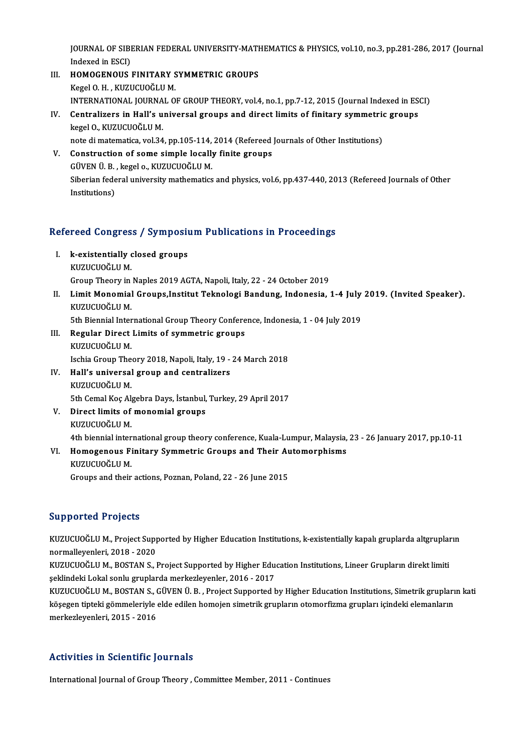JOURNAL OF SIBERIAN FEDERAL UNIVERSITY-MATHEMATICS & PHYSICS, vol.10, no.3, pp.281-286, 2017 (Journal Indexed in ESCI)

III. **HOMOGENOUS FINITARY SYMMETRIC GROUPS**
Kegel O. H. , KUZUCUOĞLU M.
INTERNATIONAL JOURNAL OF GROUP THEORY, vol.4, no.1, pp.7-12, 2015 (Journal Indexed in ESCI)

IV. **Centralizers in Hall's universal groups and direct limits of finitary symmetric groups**
kegel O., KUZUCUOĞLU M.
note di matematica, vol.34, pp.105-114, 2014 (Refereed Journals of Other Institutions)

V. **Construction of some simple locally finite groups**
GÜVEN Ü. B. , kegel o., KUZUCUOĞLU M.
Siberian federal university mathematics and physics, vol.6, pp.437-440, 2013 (Refereed Journals of Other Institutions)

## Refereed Congress / Symposium Publications in Proceedings

I. **k-existentially closed groups**
KUZUCUOĞLU M.
Group Theory in Naples 2019 AGTA, Napoli, Italy, 22 - 24 October 2019

II. **Limit Monomial Groups,Institut Teknologi Bandung, Indonesia, 1-4 July 2019. (Invited Speaker).**
KUZUCUOĞLU M.
5th Biennial International Group Theory Conference, Indonesia, 1 - 04 July 2019

III. **Regular Direct Limits of symmetric groups**
KUZUCUOĞLU M.
Ischia Group Theory 2018, Napoli, Italy, 19 - 24 March 2018

IV. **Hall's universal group and centralizers**
KUZUCUOĞLU M.
5th Cemal Koç Algebra Days, İstanbul, Turkey, 29 April 2017

V. **Direct limits of monomial groups**
KUZUCUOĞLU M.
4th biennial international group theory conference, Kuala-Lumpur, Malaysia, 23 - 26 January 2017, pp.10-11

VI. **Homogenous Finitary Symmetric Groups and Their Automorphisms**
KUZUCUOĞLU M.
Groups and their actions, Poznan, Poland, 22 - 26 June 2015

## Supported Projects

KUZUCUOĞLU M., Project Supported by Higher Education Institutions, k-existentially kapalı gruplarda altgrupların normalleyenleri, 2018 - 2020

KUZUCUOĞLU M., BOSTAN S., Project Supported by Higher Education Institutions, Lineer Grupların direkt limiti şeklindeki Lokal sonlu gruplarda merkezleyenler, 2016 - 2017

KUZUCUOĞLU M., BOSTAN S., GÜVEN Ü. B. , Project Supported by Higher Education Institutions, Simetrik grupların kati köşegen tipteki gömmeleriyle elde edilen homojen simetrik grupların otomorfizma grupları içindeki elemanların merkezleyenleri, 2015 - 2016

## Activities in Scientific Journals

International Journal of Group Theory , Committee Member, 2011 - Continues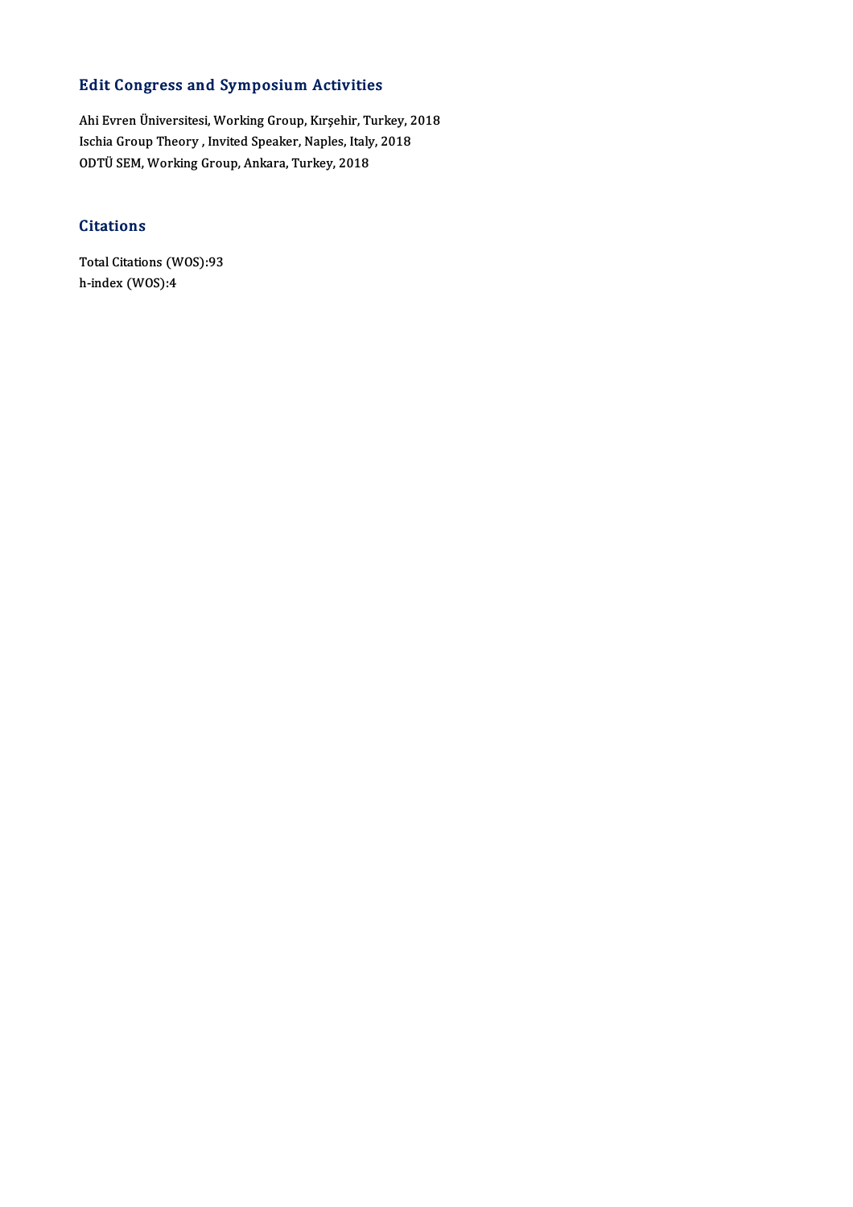## Edit Congress and Symposium Activities

Ahi Evren Üniversitesi, Working Group, Kırşehir, Turkey, 2018
Ischia Group Theory , Invited Speaker, Naples, Italy, 2018
ODTÜ SEM, Working Group, Ankara, Turkey, 2018

## Citations

Total Citations (WOS):93
h-index (WOS):4